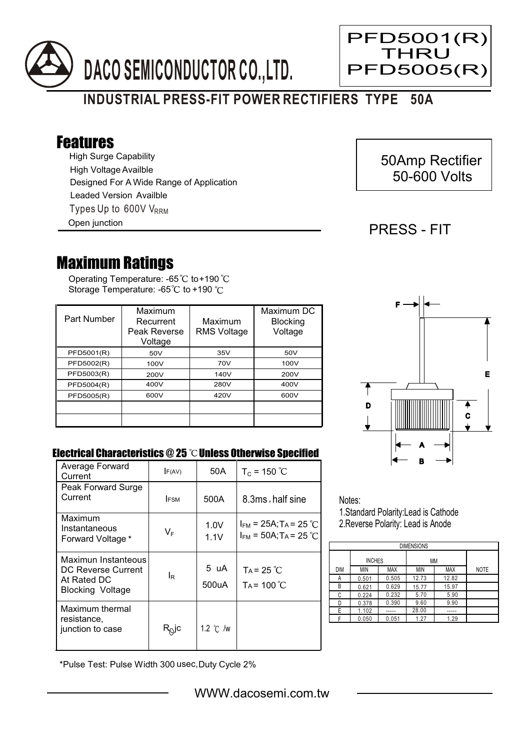# DACO SEMICONDUCTOR CO.,LTD.

**PFD5001(R) THRU PFD5005(R)**

## INDUSTRIAL PRESS-FIT POWER RECTIFIERS TYPE 50A

## Features

- High Surge Capability
- High Voltage Availble
- Designed For A Wide Range of Application
- Leaded Version Availble
- Types Up to 600V $V_{RRM}$
- Open junction

50Amp Rectifier
50-600 Volts

PRESS - FIT

## Maximum Ratings

Operating Temperature: -65℃ to+190 ℃
Storage Temperature: -65℃ to +190 ℃

| Part Number | Maximum Recurrent Peak Reverse Voltage | Maximum RMS Voltage | Maximum DC Blocking Voltage |
|---|---|---|---|
| PFD5001(R) | 50V | 35V | 50V |
| PFD5002(R) | 100V | 70V | 100V |
| PFD5003(R) | 200V | 140V | 200V |
| PFD5004(R) | 400V | 280V | 400V |
| PFD5005(R) | 600V | 420V | 600V |
| | | | |
| | | | |

### Electrical Characteristics @ 25 ℃ Unless Otherwise Specified

| | | | |
|---|---|---|---|
| Average Forward Current | $I_{F(AV)}$ | 50A | $T_C$ = 150 ℃ |
| Peak Forward Surge Current | $I_{FSM}$ | 500A | 8.3ms , half sine |
| Maximum Instantaneous Forward Voltage * | $V_F$ | 1.0V<br>1.1V | $I_{FM}$ = 25A; $T_A$ = 25 ℃<br>$I_{FM}$ = 50A; $T_A$ = 25 ℃ |
| Maximun Instanteous DC Reverse Current At Rated DC Blocking Voltage | $I_R$ | 5 uA<br>500uA | $T_A$ = 25 ℃<br>$T_A$ = 100 ℃ |
| Maximum thermal resistance, junction to case | $R_{\theta}jc$ | 1.2 ℃ /w | |

*Pulse Test: Pulse Width 300 usec,Duty Cycle 2%

Notes:
1.Standard Polarity:Lead is Cathode
2.Reverse Polarity: Lead is Anode

| DIMENSIONS | | | | | |
|---|---|---|---|---|---|
| | INCHES | | MM | | |
| DIM | MIN | MAX | MIN | MAX | NOTE |
| A | 0.501 | 0.505 | 12.73 | 12.82 | |
| B | 0.621 | 0.629 | 15.77 | 15.97 | |
| C | 0.224 | 0.232 | 5.70 | 5.90 | |
| D | 0.378 | 0.390 | 9.60 | 9.90 | |
| E | 1.102 | ----- | 28.00 | ----- | |
| F | 0.050 | 0.051 | 1.27 | 1.29 | |

WWW.dacosemi.com.tw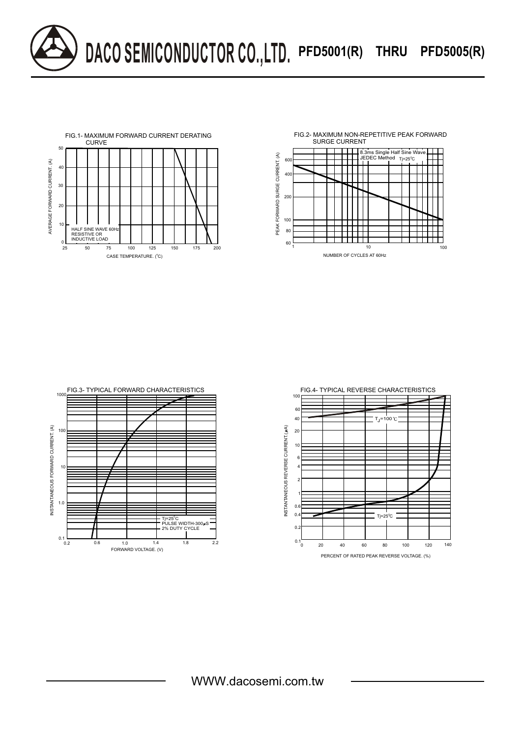FIG.1- MAXIMUM FORWARD CURRENT DERATING CURVE

AVERAGE FORWARD CURRENT. (A)

50
40
30
20
10
0

HALF SINE WAVE 60Hz
RESISTIVE OR
INDUCTIVE LOAD

25 50 75 100 125 150 175 200

CASE TEMPERATURE. (°C)

FIG.2- MAXIMUM NON-REPETITIVE PEAK FORWARD SURGE CURRENT

PEAK FORWARD SURGE CURRENT. (A)

600
400
200
100
80
60

8.3ms Single Half Sine Wave
JEDEC Method Tj=25°C

1 10 100

NUMBER OF CYCLES AT 60Hz

FIG.3- TYPICAL FORWARD CHARACTERISTICS

INSTANTANEOUS FORWARD CURRENT. (A)

1000
100
10
1.0
0.1

Tj=25°C
PULSE WIDTH-300μS
2% DUTY CYCLE

0.2 0.6 1.0 1.4 1.8 2.2

FORWARD VOLTAGE. (V)

FIG.4- TYPICAL REVERSE CHARACTERISTICS

INSTANTANEOUS REVERSE CURRENT.(μA)

100
60
40
20
10
6
4
2
1
0.6
0.4
0.2
0.1

$T_J$=100°C

Tj=25°C

0 20 40 60 80 100 120 140

PERCENT OF RATED PEAK REVERSE VOLTAGE. (%)

WWW.dacosemi.com.tw